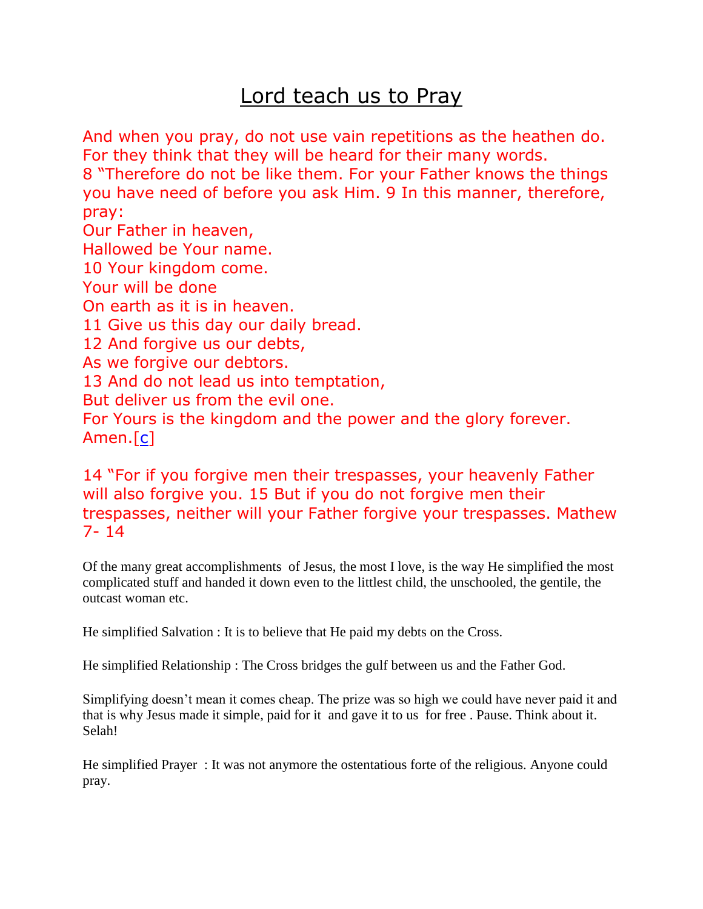# Lord teach us to Pray

And when you pray, do not use vain repetitions as the heathen do. For they think that they will be heard for their many words.
8 "Therefore do not be like them. For your Father knows the things you have need of before you ask Him. 9 In this manner, therefore, pray:
Our Father in heaven,
Hallowed be Your name.
10 Your kingdom come.
Your will be done
On earth as it is in heaven.
11 Give us this day our daily bread.
12 And forgive us our debts,
As we forgive our debtors.
13 And do not lead us into temptation,
But deliver us from the evil one.
For Yours is the kingdom and the power and the glory forever. Amen.[c]

14 "For if you forgive men their trespasses, your heavenly Father will also forgive you. 15 But if you do not forgive men their trespasses, neither will your Father forgive your trespasses. Mathew 7- 14

Of the many great accomplishments of Jesus, the most I love, is the way He simplified the most complicated stuff and handed it down even to the littlest child, the unschooled, the gentile, the outcast woman etc.

He simplified Salvation : It is to believe that He paid my debts on the Cross.

He simplified Relationship : The Cross bridges the gulf between us and the Father God.

Simplifying doesn't mean it comes cheap. The prize was so high we could have never paid it and that is why Jesus made it simple, paid for it and gave it to us for free . Pause. Think about it. Selah!

He simplified Prayer : It was not anymore the ostentatious forte of the religious. Anyone could pray.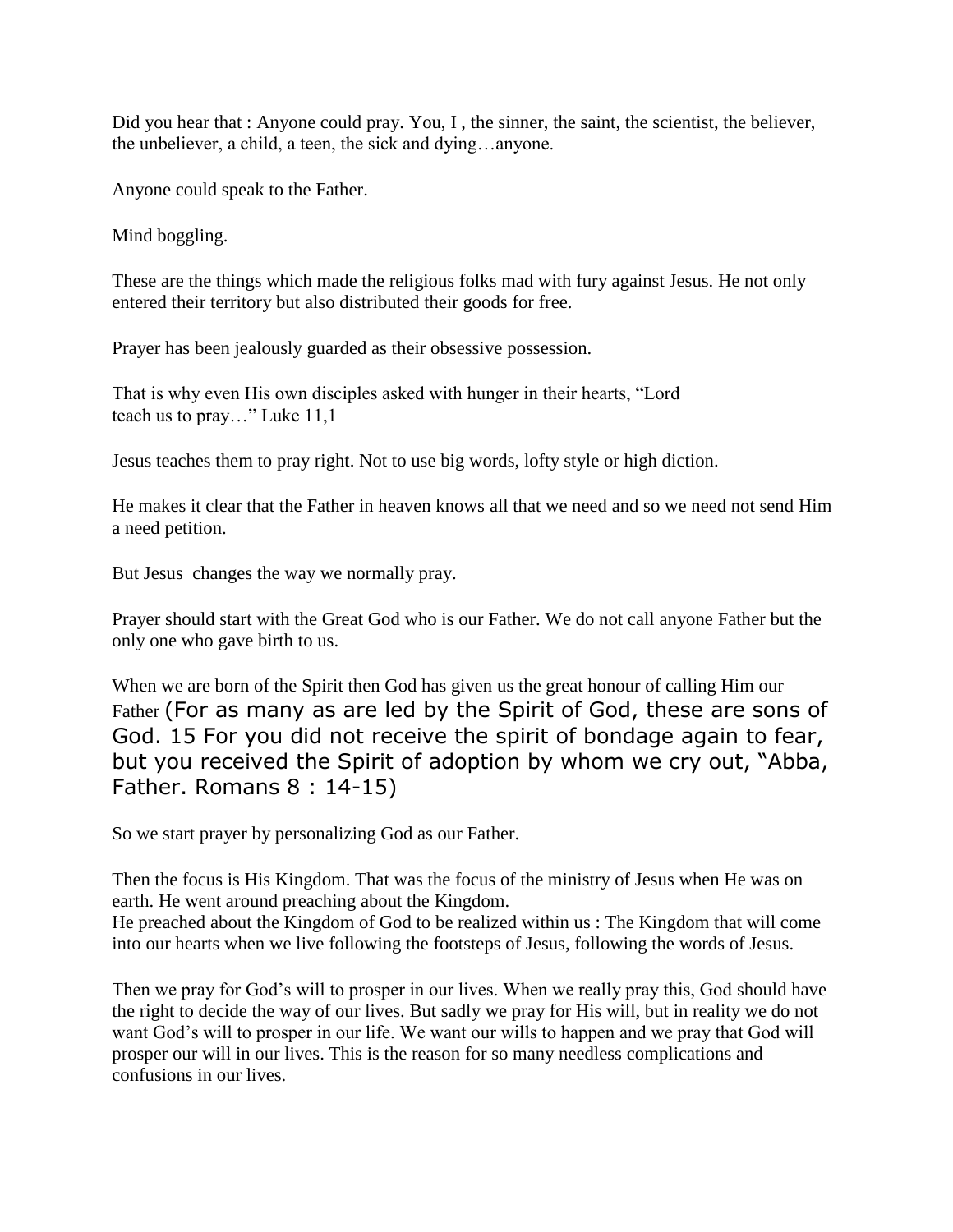Did you hear that : Anyone could pray. You, I , the sinner, the saint, the scientist, the believer, the unbeliever, a child, a teen, the sick and dying…anyone.

Anyone could speak to the Father.

Mind boggling.

These are the things which made the religious folks mad with fury against Jesus. He not only entered their territory but also distributed their goods for free.

Prayer has been jealously guarded as their obsessive possession.

That is why even His own disciples asked with hunger in their hearts, "Lord teach us to pray…" Luke 11,1

Jesus teaches them to pray right. Not to use big words, lofty style or high diction.

He makes it clear that the Father in heaven knows all that we need and so we need not send Him a need petition.

But Jesus changes the way we normally pray.

Prayer should start with the Great God who is our Father. We do not call anyone Father but the only one who gave birth to us.

When we are born of the Spirit then God has given us the great honour of calling Him our Father (For as many as are led by the Spirit of God, these are sons of God. 15 For you did not receive the spirit of bondage again to fear, but you received the Spirit of adoption by whom we cry out, "Abba, Father. Romans 8 : 14-15)

So we start prayer by personalizing God as our Father.

Then the focus is His Kingdom. That was the focus of the ministry of Jesus when He was on earth. He went around preaching about the Kingdom.
He preached about the Kingdom of God to be realized within us : The Kingdom that will come into our hearts when we live following the footsteps of Jesus, following the words of Jesus.

Then we pray for God's will to prosper in our lives. When we really pray this, God should have the right to decide the way of our lives. But sadly we pray for His will, but in reality we do not want God's will to prosper in our life. We want our wills to happen and we pray that God will prosper our will in our lives. This is the reason for so many needless complications and confusions in our lives.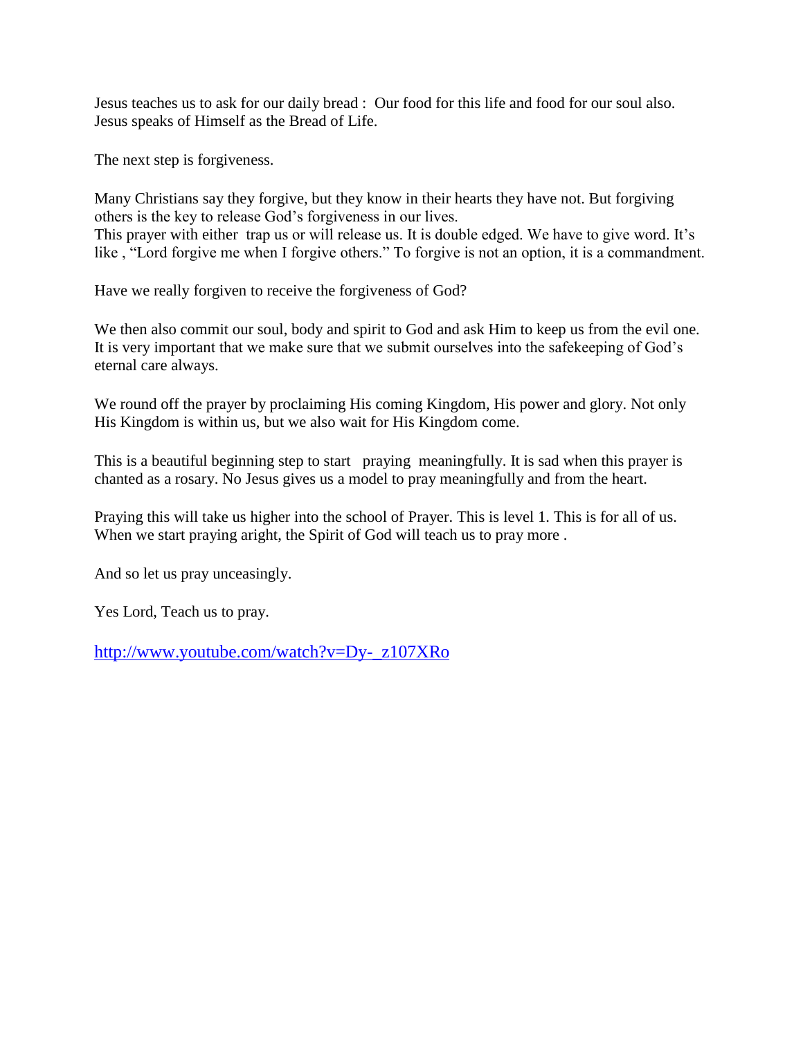Jesus teaches us to ask for our daily bread : Our food for this life and food for our soul also. Jesus speaks of Himself as the Bread of Life.

The next step is forgiveness.

Many Christians say they forgive, but they know in their hearts they have not. But forgiving others is the key to release God's forgiveness in our lives.
This prayer with either trap us or will release us. It is double edged. We have to give word. It's like , "Lord forgive me when I forgive others." To forgive is not an option, it is a commandment.

Have we really forgiven to receive the forgiveness of God?

We then also commit our soul, body and spirit to God and ask Him to keep us from the evil one. It is very important that we make sure that we submit ourselves into the safekeeping of God's eternal care always.

We round off the prayer by proclaiming His coming Kingdom, His power and glory. Not only His Kingdom is within us, but we also wait for His Kingdom come.

This is a beautiful beginning step to start praying meaningfully. It is sad when this prayer is chanted as a rosary. No Jesus gives us a model to pray meaningfully and from the heart.

Praying this will take us higher into the school of Prayer. This is level 1. This is for all of us. When we start praying aright, the Spirit of God will teach us to pray more .

And so let us pray unceasingly.

Yes Lord, Teach us to pray.

http://www.youtube.com/watch?v=Dy-_z107XRo